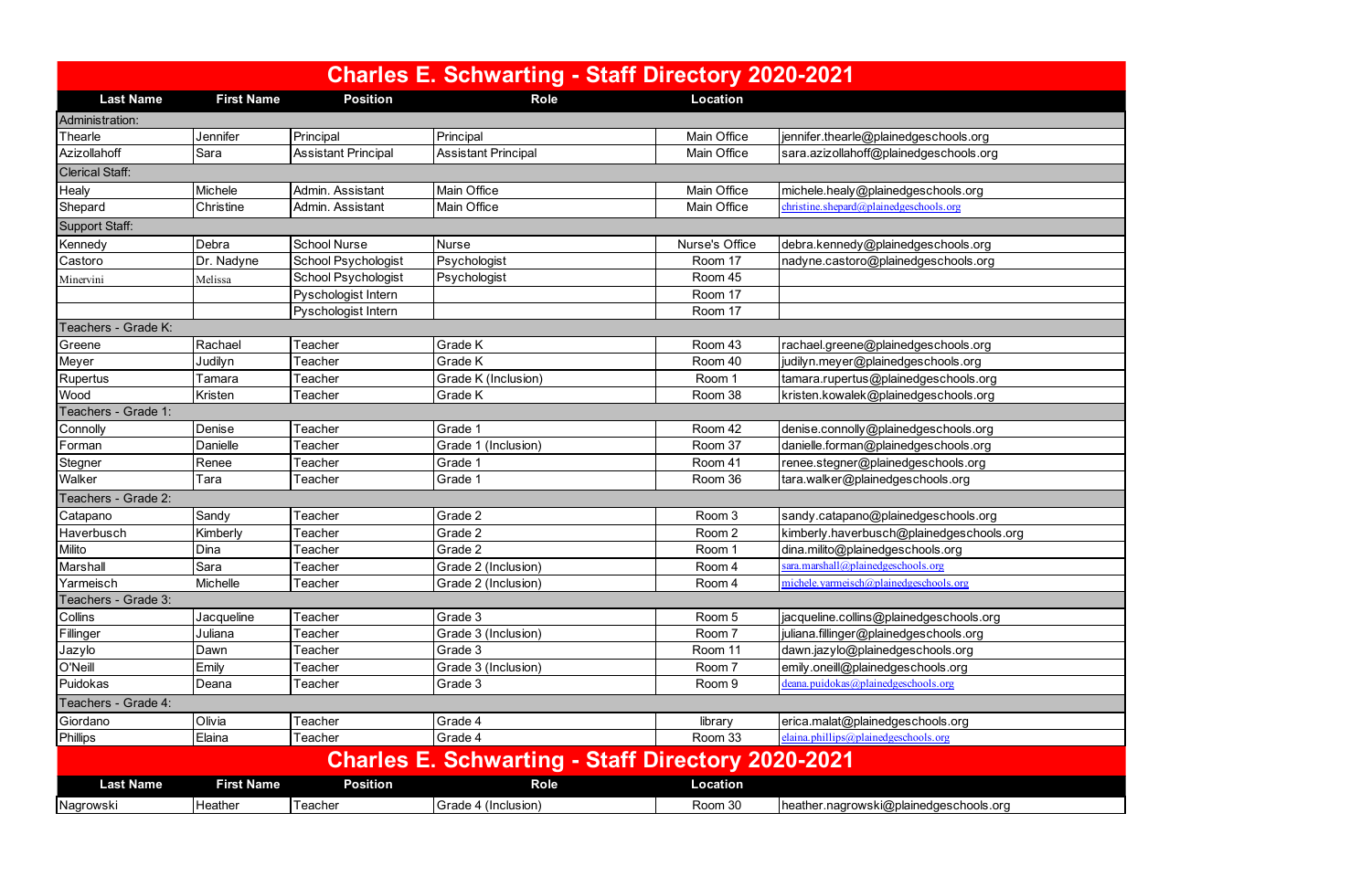# Charles E. Schwarting - Staff Directory 2020-2021

| Last Name | First Name | Position | Role | Location | |
|---|---|---|---|---|---|
| Administration: | | | | | |
| Thearle | Jennifer | Principal | Principal | Main Office | jennifer.thearle@plainedgeschools.org |
| Azizollahoff | Sara | Assistant Principal | Assistant Principal | Main Office | sara.azizollahoff@plainedgeschools.org |
| Clerical Staff: | | | | | |
| Healy | Michele | Admin. Assistant | Main Office | Main Office | michele.healy@plainedgeschools.org |
| Shepard | Christine | Admin. Assistant | Main Office | Main Office | christine.shepard@plainedgeschools.org |
| Support Staff: | | | | | |
| Kennedy | Debra | School Nurse | Nurse | Nurse's Office | debra.kennedy@plainedgeschools.org |
| Castoro | Dr. Nadyne | School Psychologist | Psychologist | Room 17 | nadyne.castoro@plainedgeschools.org |
| Minervini | Melissa | School Psychologist | Psychologist | Room 45 | |
| | | Pyschologist Intern | | Room 17 | |
| | | Pyschologist Intern | | Room 17 | |
| Teachers - Grade K: | | | | | |
| Greene | Rachael | Teacher | Grade K | Room 43 | rachael.greene@plainedgeschools.org |
| Meyer | Judilyn | Teacher | Grade K | Room 40 | judilyn.meyer@plainedgeschools.org |
| Rupertus | Tamara | Teacher | Grade K (Inclusion) | Room 1 | tamara.rupertus@plainedgeschools.org |
| Wood | Kristen | Teacher | Grade K | Room 38 | kristen.kowalek@plainedgeschools.org |
| Teachers - Grade 1: | | | | | |
| Connolly | Denise | Teacher | Grade 1 | Room 42 | denise.connolly@plainedgeschools.org |
| Forman | Danielle | Teacher | Grade 1 (Inclusion) | Room 37 | danielle.forman@plainedgeschools.org |
| Stegner | Renee | Teacher | Grade 1 | Room 41 | renee.stegner@plainedgeschools.org |
| Walker | Tara | Teacher | Grade 1 | Room 36 | tara.walker@plainedgeschools.org |
| Teachers - Grade 2: | | | | | |
| Catapano | Sandy | Teacher | Grade 2 | Room 3 | sandy.catapano@plainedgeschools.org |
| Haverbusch | Kimberly | Teacher | Grade 2 | Room 2 | kimberly.haverbusch@plainedgeschools.org |
| Milito | Dina | Teacher | Grade 2 | Room 1 | dina.milito@plainedgeschools.org |
| Marshall | Sara | Teacher | Grade 2 (Inclusion) | Room 4 | sara.marshall@plainedgeschools.org |
| Yarmeisch | Michelle | Teacher | Grade 2 (Inclusion) | Room 4 | michele.yarmeisch@plainedgeschools.org |
| Teachers - Grade 3: | | | | | |
| Collins | Jacqueline | Teacher | Grade 3 | Room 5 | jacqueline.collins@plainedgeschools.org |
| Fillinger | Juliana | Teacher | Grade 3 (Inclusion) | Room 7 | juliana.fillinger@plainedgeschools.org |
| Jazylo | Dawn | Teacher | Grade 3 | Room 11 | dawn.jazylo@plainedgeschools.org |
| O'Neill | Emily | Teacher | Grade 3 (Inclusion) | Room 7 | emily.oneill@plainedgeschools.org |
| Puidokas | Deana | Teacher | Grade 3 | Room 9 | deana.puidokas@plainedgeschools.org |
| Teachers - Grade 4: | | | | | |
| Giordano | Olivia | Teacher | Grade 4 | library | erica.malat@plainedgeschools.org |
| Phillips | Elaina | Teacher | Grade 4 | Room 33 | elaina.phillips@plainedgeschools.org |
| Nagrowski | Heather | Teacher | Grade 4 (Inclusion) | Room 30 | heather.nagrowski@plainedgeschools.org |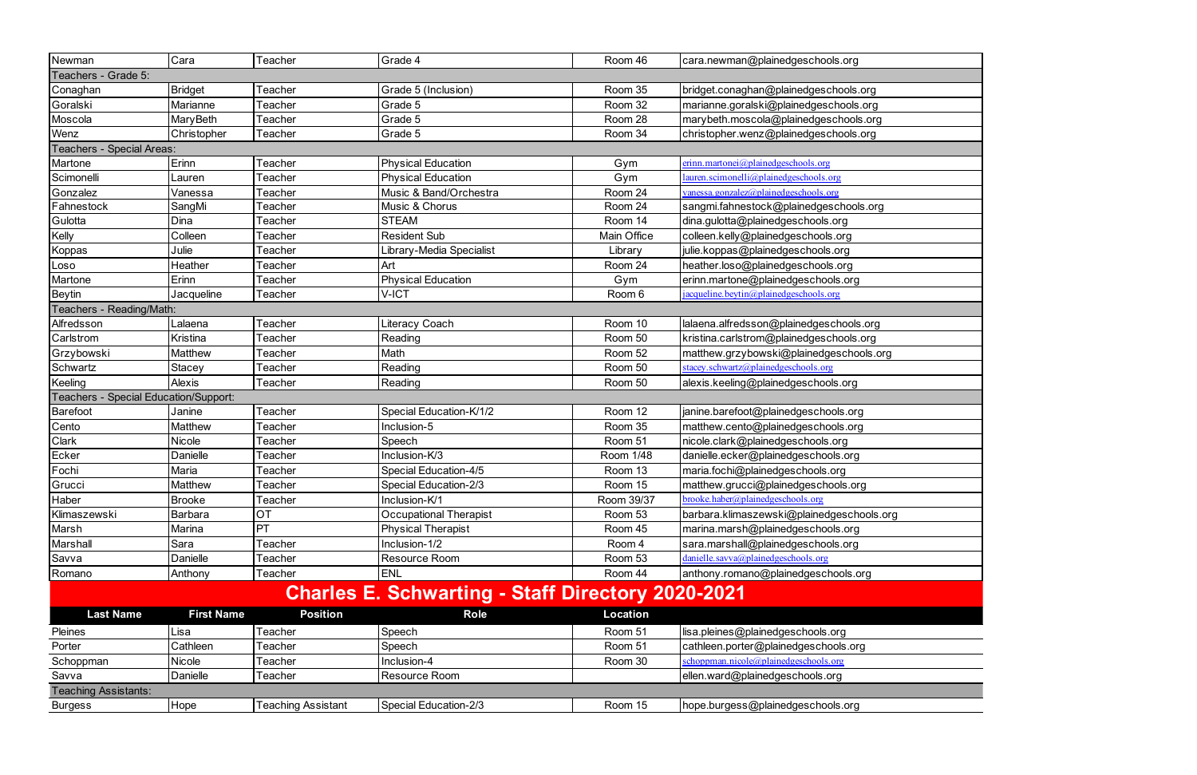| Newman | Cara | Teacher | Grade 4 | Room 46 | cara.newman@plainedgeschools.org |
|---|---|---|---|---|---|
| Teachers - Grade 5: | | | | | |
| Conaghan | Bridget | Teacher | Grade 5 (Inclusion) | Room 35 | bridget.conaghan@plainedgeschools.org |
| Goralski | Marianne | Teacher | Grade 5 | Room 32 | marianne.goralski@plainedgeschools.org |
| Moscola | MaryBeth | Teacher | Grade 5 | Room 28 | marybeth.moscola@plainedgeschools.org |
| Wenz | Christopher | Teacher | Grade 5 | Room 34 | christopher.wenz@plainedgeschools.org |
| Teachers - Special Areas: | | | | | |
| Martone | Erinn | Teacher | Physical Education | Gym | erinn.martonei@plainedgeschools.org |
| Scimonelli | Lauren | Teacher | Physical Education | Gym | lauren.scimonelli@plainedgeschools.org |
| Gonzalez | Vanessa | Teacher | Music & Band/Orchestra | Room 24 | vanessa.gonzalez@plainedgeschools.org |
| Fahnestock | SangMi | Teacher | Music & Chorus | Room 24 | sangmi.fahnestock@plainedgeschools.org |
| Gulotta | Dina | Teacher | STEAM | Room 14 | dina.gulotta@plainedgeschools.org |
| Kelly | Colleen | Teacher | Resident Sub | Main Office | colleen.kelly@plainedgeschools.org |
| Koppas | Julie | Teacher | Library-Media Specialist | Library | julie.koppas@plainedgeschools.org |
| Loso | Heather | Teacher | Art | Room 24 | heather.loso@plainedgeschools.org |
| Martone | Erinn | Teacher | Physical Education | Gym | erinn.martone@plainedgeschools.org |
| Beytin | Jacqueline | Teacher | V-ICT | Room 6 | jacqueline.beytin@plainedgeschools.org |
| Teachers - Reading/Math: | | | | | |
| Alfredsson | Lalaena | Teacher | Literacy Coach | Room 10 | lalaena.alfredsson@plainedgeschools.org |
| Carlstrom | Kristina | Teacher | Reading | Room 50 | kristina.carlstrom@plainedgeschools.org |
| Grzybowski | Matthew | Teacher | Math | Room 52 | matthew.grzybowski@plainedgeschools.org |
| Schwartz | Stacey | Teacher | Reading | Room 50 | stacey.schwartz@plainedgeschools.org |
| Keeling | Alexis | Teacher | Reading | Room 50 | alexis.keeling@plainedgeschools.org |
| Teachers - Special Education/Support: | | | | | |
| Barefoot | Janine | Teacher | Special Education-K/1/2 | Room 12 | janine.barefoot@plainedgeschools.org |
| Cento | Matthew | Teacher | Inclusion-5 | Room 35 | matthew.cento@plainedgeschools.org |
| Clark | Nicole | Teacher | Speech | Room 51 | nicole.clark@plainedgeschools.org |
| Ecker | Danielle | Teacher | Inclusion-K/3 | Room 1/48 | danielle.ecker@plainedgeschools.org |
| Fochi | Maria | Teacher | Special Education-4/5 | Room 13 | maria.fochi@plainedgeschools.org |
| Grucci | Matthew | Teacher | Special Education-2/3 | Room 15 | matthew.grucci@plainedgeschools.org |
| Haber | Brooke | Teacher | Inclusion-K/1 | Room 39/37 | brooke.haber@plainedgeschools.org |
| Klimaszewski | Barbara | OT | Occupational Therapist | Room 53 | barbara.klimaszewski@plainedgeschools.org |
| Marsh | Marina | PT | Physical Therapist | Room 45 | marina.marsh@plainedgeschools.org |
| Marshall | Sara | Teacher | Inclusion-1/2 | Room 4 | sara.marshall@plainedgeschools.org |
| Savva | Danielle | Teacher | Resource Room | Room 53 | danielle.savva@plainedgeschools.org |
| Romano | Anthony | Teacher | ENL | Room 44 | anthony.romano@plainedgeschools.org |

## Charles E. Schwarting - Staff Directory 2020-2021

| Last Name | First Name | Position | Role | Location | |
|---|---|---|---|---|---|
| Pleines | Lisa | Teacher | Speech | Room 51 | lisa.pleines@plainedgeschools.org |
| Porter | Cathleen | Teacher | Speech | Room 51 | cathleen.porter@plainedgeschools.org |
| Schoppman | Nicole | Teacher | Inclusion-4 | Room 30 | schoppman.nicole@plainedgeschools.org |
| Savva | Danielle | Teacher | Resource Room | | ellen.ward@plainedgeschools.org |
| Teaching Assistants: | | | | | |
| Burgess | Hope | Teaching Assistant | Special Education-2/3 | Room 15 | hope.burgess@plainedgeschools.org |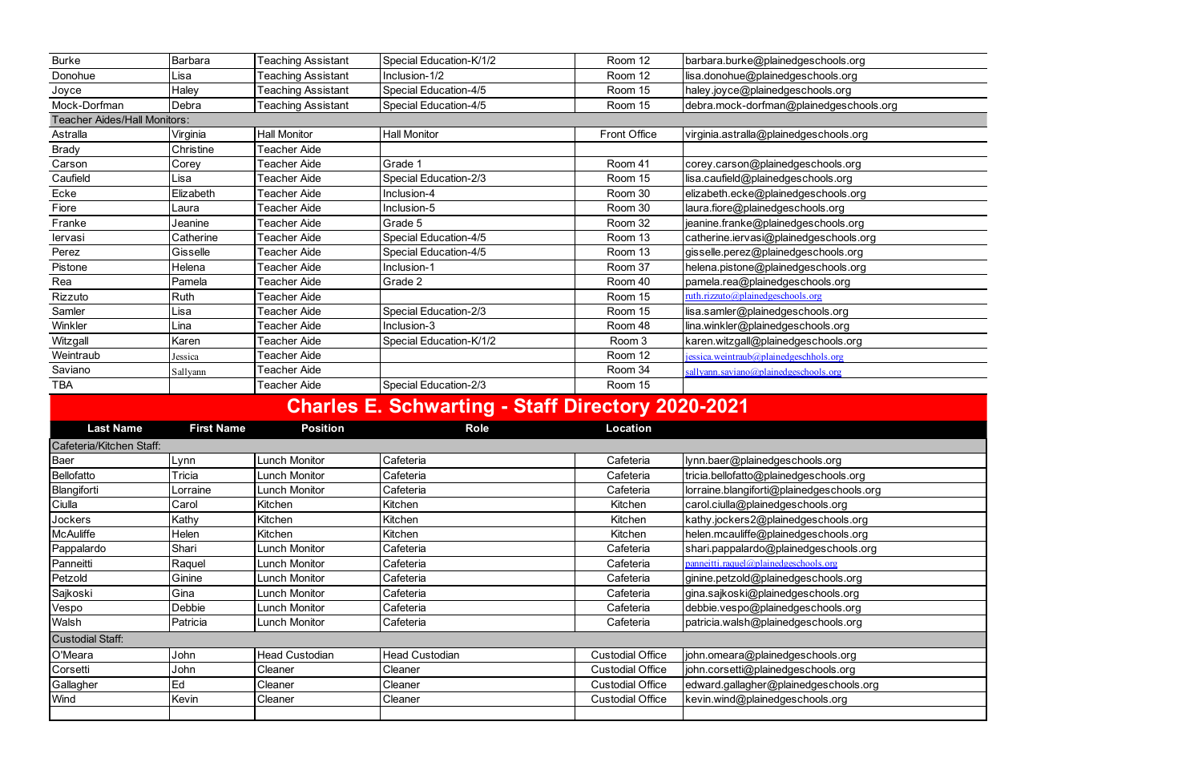| | | | | | |
|---|---|---|---|---|---|
| Burke | Barbara | Teaching Assistant | Special Education-K/1/2 | Room 12 | barbara.burke@plainedgeschools.org |
| Donohue | Lisa | Teaching Assistant | Inclusion-1/2 | Room 12 | lisa.donohue@plainedgeschools.org |
| Joyce | Haley | Teaching Assistant | Special Education-4/5 | Room 15 | haley.joyce@plainedgeschools.org |
| Mock-Dorfman | Debra | Teaching Assistant | Special Education-4/5 | Room 15 | debra.mock-dorfman@plainedgeschools.org |
| Teacher Aides/Hall Monitors: | | | | | |
| Astralla | Virginia | Hall Monitor | Hall Monitor | Front Office | virginia.astralla@plainedgeschools.org |
| Brady | Christine | Teacher Aide | | | |
| Carson | Corey | Teacher Aide | Grade 1 | Room 41 | corey.carson@plainedgeschools.org |
| Caufield | Lisa | Teacher Aide | Special Education-2/3 | Room 15 | lisa.caufield@plainedgeschools.org |
| Ecke | Elizabeth | Teacher Aide | Inclusion-4 | Room 30 | elizabeth.ecke@plainedgeschools.org |
| Fiore | Laura | Teacher Aide | Inclusion-5 | Room 30 | laura.fiore@plainedgeschools.org |
| Franke | Jeanine | Teacher Aide | Grade 5 | Room 32 | jeanine.franke@plainedgeschools.org |
| Iervasi | Catherine | Teacher Aide | Special Education-4/5 | Room 13 | catherine.iervasi@plainedgeschools.org |
| Perez | Gisselle | Teacher Aide | Special Education-4/5 | Room 13 | gisselle.perez@plainedgeschools.org |
| Pistone | Helena | Teacher Aide | Inclusion-1 | Room 37 | helena.pistone@plainedgeschools.org |
| Rea | Pamela | Teacher Aide | Grade 2 | Room 40 | pamela.rea@plainedgeschools.org |
| Rizzuto | Ruth | Teacher Aide | | Room 15 | ruth.rizzuto@plainedgeschools.org |
| Samler | Lisa | Teacher Aide | Special Education-2/3 | Room 15 | lisa.samler@plainedgeschools.org |
| Winkler | Lina | Teacher Aide | Inclusion-3 | Room 48 | lina.winkler@plainedgeschools.org |
| Witzgall | Karen | Teacher Aide | Special Education-K/1/2 | Room 3 | karen.witzgall@plainedgeschools.org |
| Weintraub | Jessica | Teacher Aide | | Room 12 | jessica.weintraub@plainedgeschhols.org |
| Saviano | Sallyann | Teacher Aide | | Room 34 | sallyann.saviano@plainedgeschools.org |
| TBA | | Teacher Aide | Special Education-2/3 | Room 15 | |

# Charles E. Schwarting - Staff Directory 2020-2021

| Last Name | First Name | Position | Role | Location | |
|---|---|---|---|---|---|
| Cafeteria/Kitchen Staff: | | | | | |
| Baer | Lynn | Lunch Monitor | Cafeteria | Cafeteria | lynn.baer@plainedgeschools.org |
| Bellofatto | Tricia | Lunch Monitor | Cafeteria | Cafeteria | tricia.bellofatto@plainedgeschools.org |
| Blangiforti | Lorraine | Lunch Monitor | Cafeteria | Cafeteria | lorraine.blangiforti@plainedgeschools.org |
| Ciulla | Carol | Kitchen | Kitchen | Kitchen | carol.ciulla@plainedgeschools.org |
| Jockers | Kathy | Kitchen | Kitchen | Kitchen | kathy.jockers2@plainedgeschools.org |
| McAuliffe | Helen | Kitchen | Kitchen | Kitchen | helen.mcauliffe@plainedgeschools.org |
| Pappalardo | Shari | Lunch Monitor | Cafeteria | Cafeteria | shari.pappalardo@plainedgeschools.org |
| Panneitti | Raquel | Lunch Monitor | Cafeteria | Cafeteria | panneitti.raquel@plainedgeschools.org |
| Petzold | Ginine | Lunch Monitor | Cafeteria | Cafeteria | ginine.petzold@plainedgeschools.org |
| Sajkoski | Gina | Lunch Monitor | Cafeteria | Cafeteria | gina.sajkoski@plainedgeschools.org |
| Vespo | Debbie | Lunch Monitor | Cafeteria | Cafeteria | debbie.vespo@plainedgeschools.org |
| Walsh | Patricia | Lunch Monitor | Cafeteria | Cafeteria | patricia.walsh@plainedgeschools.org |
| Custodial Staff: | | | | | |
| O'Meara | John | Head Custodian | Head Custodian | Custodial Office | john.omeara@plainedgeschools.org |
| Corsetti | John | Cleaner | Cleaner | Custodial Office | john.corsetti@plainedgeschools.org |
| Gallagher | Ed | Cleaner | Cleaner | Custodial Office | edward.gallagher@plainedgeschools.org |
| Wind | Kevin | Cleaner | Cleaner | Custodial Office | kevin.wind@plainedgeschools.org |